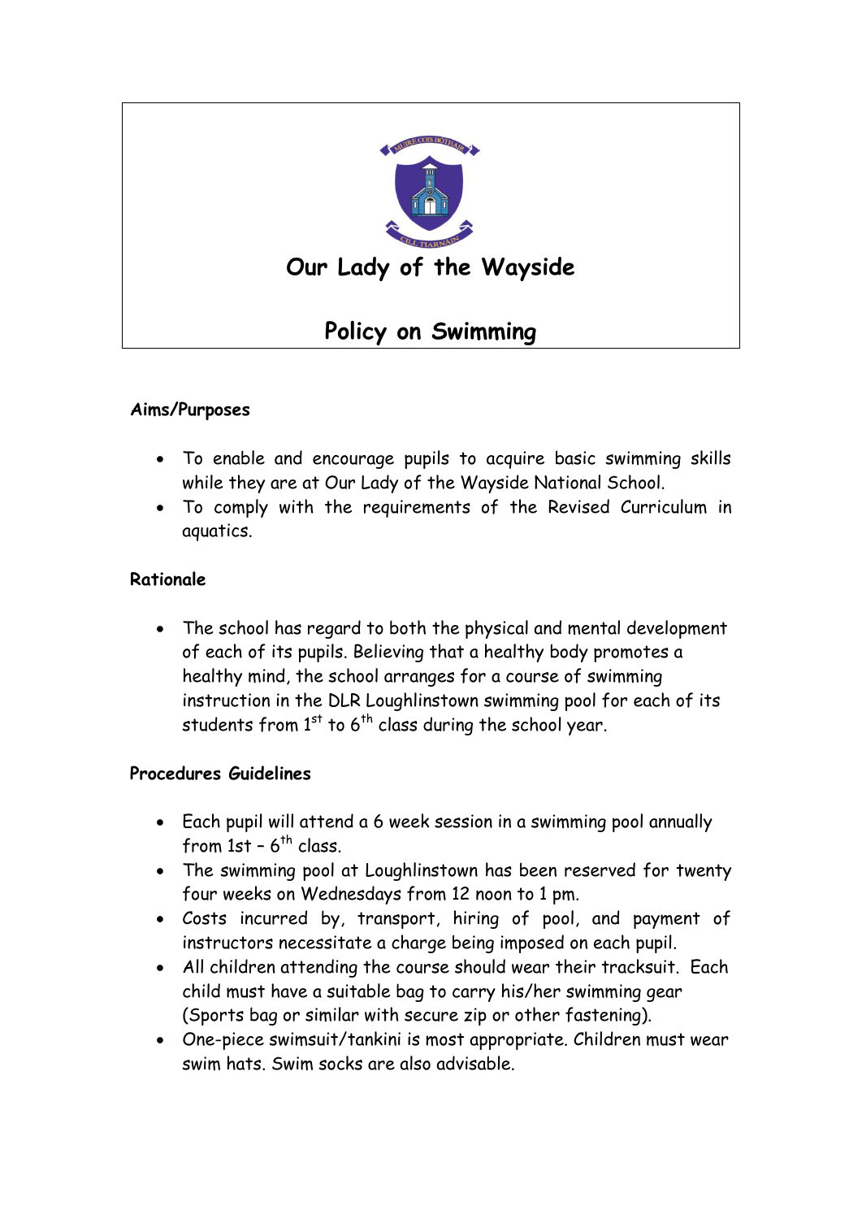# Our Lady of the Wayside

# Policy on Swimming

## Aims/Purposes

- To enable and encourage pupils to acquire basic swimming skills while they are at Our Lady of the Wayside National School.
- To comply with the requirements of the Revised Curriculum in aquatics.

## Rationale

- The school has regard to both the physical and mental development of each of its pupils. Believing that a healthy body promotes a healthy mind, the school arranges for a course of swimming instruction in the DLR Loughlinstown swimming pool for each of its students from 1st to 6th class during the school year.

## Procedures Guidelines

- Each pupil will attend a 6 week session in a swimming pool annually from 1st – 6th class.
- The swimming pool at Loughlinstown has been reserved for twenty four weeks on Wednesdays from 12 noon to 1 pm.
- Costs incurred by, transport, hiring of pool, and payment of instructors necessitate a charge being imposed on each pupil.
- All children attending the course should wear their tracksuit. Each child must have a suitable bag to carry his/her swimming gear (Sports bag or similar with secure zip or other fastening).
- One-piece swimsuit/tankini is most appropriate. Children must wear swim hats. Swim socks are also advisable.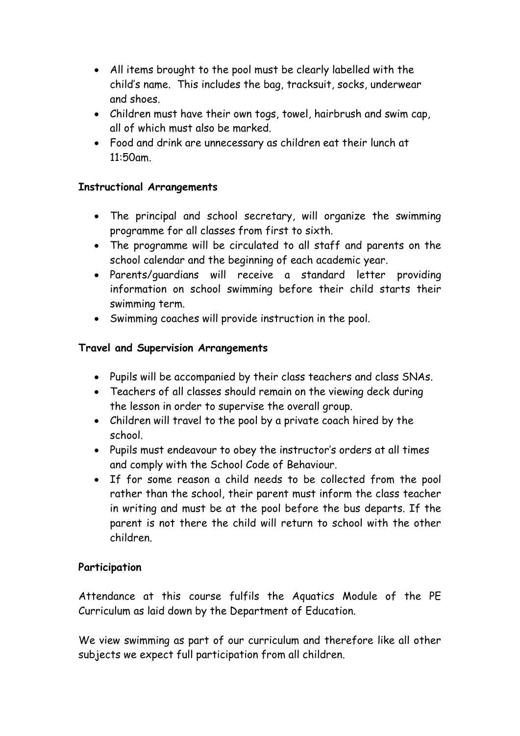- All items brought to the pool must be clearly labelled with the child's name. This includes the bag, tracksuit, socks, underwear and shoes.
- Children must have their own togs, towel, hairbrush and swim cap, all of which must also be marked.
- Food and drink are unnecessary as children eat their lunch at 11:50am.

**Instructional Arrangements**

- The principal and school secretary, will organize the swimming programme for all classes from first to sixth.
- The programme will be circulated to all staff and parents on the school calendar and the beginning of each academic year.
- Parents/guardians will receive a standard letter providing information on school swimming before their child starts their swimming term.
- Swimming coaches will provide instruction in the pool.

**Travel and Supervision Arrangements**

- Pupils will be accompanied by their class teachers and class SNAs.
- Teachers of all classes should remain on the viewing deck during the lesson in order to supervise the overall group.
- Children will travel to the pool by a private coach hired by the school.
- Pupils must endeavour to obey the instructor's orders at all times and comply with the School Code of Behaviour.
- If for some reason a child needs to be collected from the pool rather than the school, their parent must inform the class teacher in writing and must be at the pool before the bus departs. If the parent is not there the child will return to school with the other children.

**Participation**

Attendance at this course fulfils the Aquatics Module of the PE Curriculum as laid down by the Department of Education.

We view swimming as part of our curriculum and therefore like all other subjects we expect full participation from all children.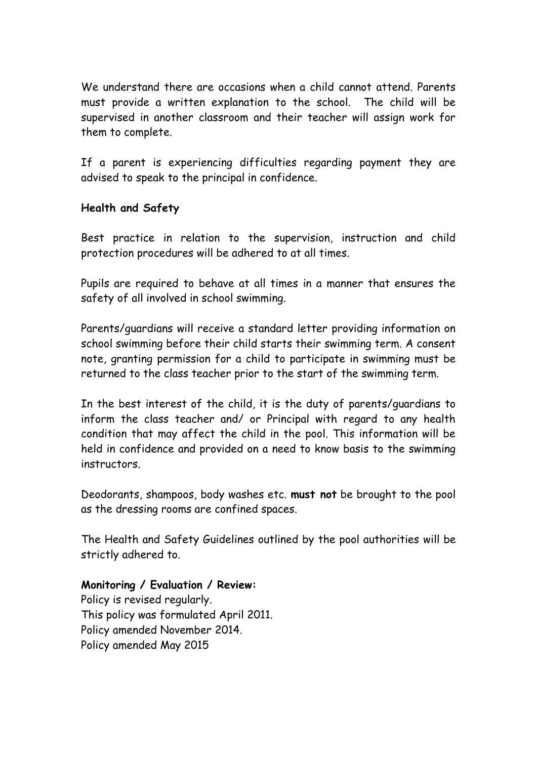We understand there are occasions when a child cannot attend. Parents must provide a written explanation to the school. The child will be supervised in another classroom and their teacher will assign work for them to complete.

If a parent is experiencing difficulties regarding payment they are advised to speak to the principal in confidence.

**Health and Safety**

Best practice in relation to the supervision, instruction and child protection procedures will be adhered to at all times.

Pupils are required to behave at all times in a manner that ensures the safety of all involved in school swimming.

Parents/guardians will receive a standard letter providing information on school swimming before their child starts their swimming term. A consent note, granting permission for a child to participate in swimming must be returned to the class teacher prior to the start of the swimming term.

In the best interest of the child, it is the duty of parents/guardians to inform the class teacher and/ or Principal with regard to any health condition that may affect the child in the pool. This information will be held in confidence and provided on a need to know basis to the swimming instructors.

Deodorants, shampoos, body washes etc. **must not** be brought to the pool as the dressing rooms are confined spaces.

The Health and Safety Guidelines outlined by the pool authorities will be strictly adhered to.

**Monitoring / Evaluation / Review:**
Policy is revised regularly.
This policy was formulated April 2011.
Policy amended November 2014.
Policy amended May 2015